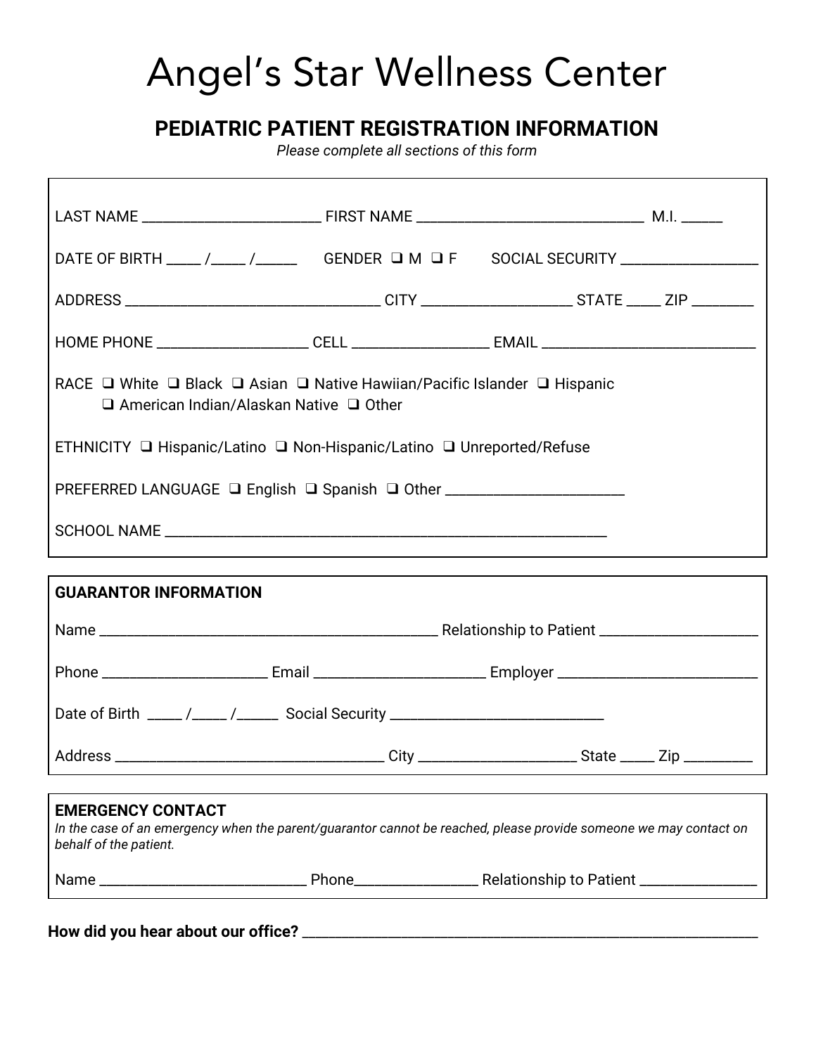# Angel's Star Wellness Center

## PEDIATRIC PATIENT REGISTRATION INFORMATION

*Please complete all sections of this form*

LAST NAME ________________________ FIRST NAME _______________________________ M.I. ______

DATE OF BIRTH _____ /_____ /______ GENDER ❑ M ❑ F SOCIAL SECURITY __________________

ADDRESS __________________________________ CITY ____________________ STATE _____ ZIP ________

HOME PHONE ____________________ CELL __________________ EMAIL _____________________________

RACE ❑ White ❑ Black ❑ Asian ❑ Native Hawiian/Pacific Islander ❑ Hispanic
❑ American Indian/Alaskan Native ❑ Other

ETHNICITY ❑ Hispanic/Latino ❑ Non-Hispanic/Latino ❑ Unreported/Refuse

PREFERRED LANGUAGE ❑ English ❑ Spanish ❑ Other ________________________

SCHOOL NAME ____________________________________________________________

**GUARANTOR INFORMATION**

Name ______________________________________________ Relationship to Patient ______________________

Phone ______________________ Email ______________________ Employer ___________________________

Date of Birth _____ /_____ /______ Social Security _____________________________

Address ____________________________________ City _____________________ State _____ Zip _________

**EMERGENCY CONTACT**

*In the case of an emergency when the parent/guarantor cannot be reached, please provide someone we may contact on behalf of the patient.*

Name ____________________________ Phone________________ Relationship to Patient ________________

**How did you hear about our office?** ________________________________________________________________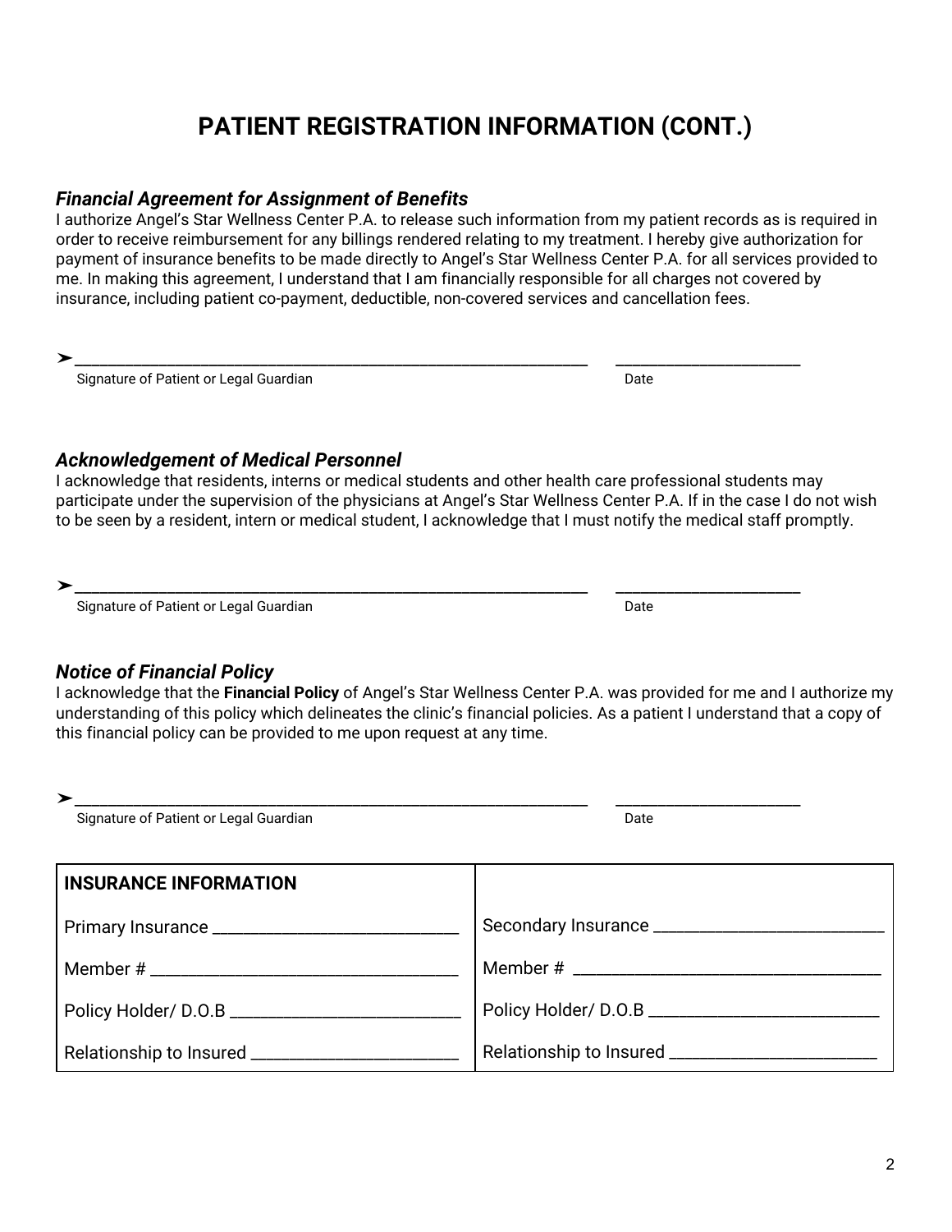# PATIENT REGISTRATION INFORMATION (CONT.)

### *Financial Agreement for Assignment of Benefits*

I authorize Angel's Star Wellness Center P.A. to release such information from my patient records as is required in order to receive reimbursement for any billings rendered relating to my treatment. I hereby give authorization for payment of insurance benefits to be made directly to Angel's Star Wellness Center P.A. for all services provided to me. In making this agreement, I understand that I am financially responsible for all charges not covered by insurance, including patient co-payment, deductible, non-covered services and cancellation fees.

➤ ______________________________________________ ________________

Signature of Patient or Legal Guardian Date

### *Acknowledgement of Medical Personnel*

I acknowledge that residents, interns or medical students and other health care professional students may participate under the supervision of the physicians at Angel's Star Wellness Center P.A. If in the case I do not wish to be seen by a resident, intern or medical student, I acknowledge that I must notify the medical staff promptly.

➤ ______________________________________________ ________________

Signature of Patient or Legal Guardian Date

### *Notice of Financial Policy*

I acknowledge that the **Financial Policy** of Angel's Star Wellness Center P.A. was provided for me and I authorize my understanding of this policy which delineates the clinic's financial policies. As a patient I understand that a copy of this financial policy can be provided to me upon request at any time.

➤ ______________________________________________ ________________

Signature of Patient or Legal Guardian Date

| **INSURANCE INFORMATION** | |
|---|---|
| Primary Insurance ____________________ | Secondary Insurance ____________________ |
| Member # ____________________ | Member # ____________________ |
| Policy Holder/ D.O.B ____________________ | Policy Holder/ D.O.B ____________________ |
| Relationship to Insured ____________________ | Relationship to Insured ____________________ |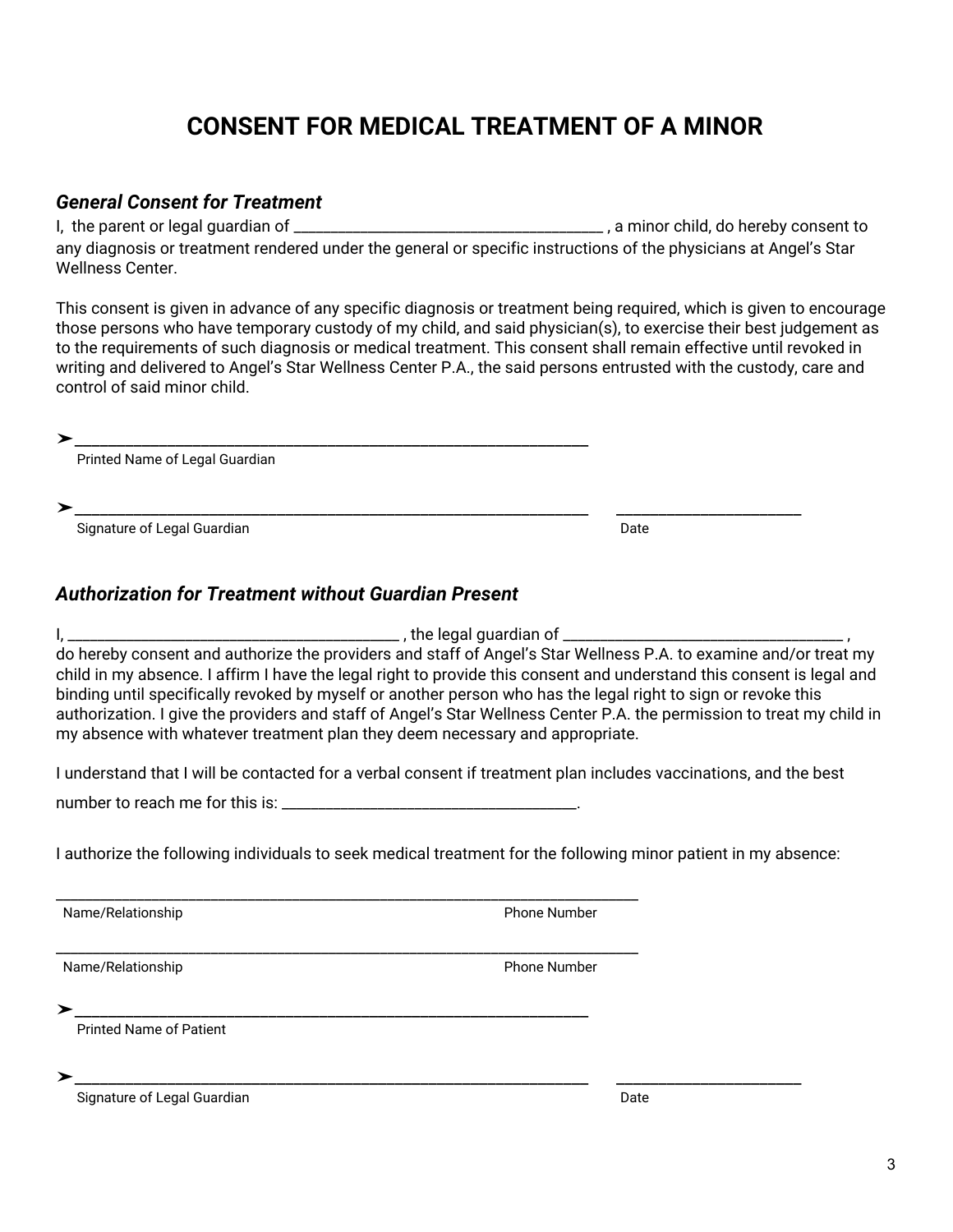# CONSENT FOR MEDICAL TREATMENT OF A MINOR

### *General Consent for Treatment*

I, the parent or legal guardian of ________________________________________ , a minor child, do hereby consent to any diagnosis or treatment rendered under the general or specific instructions of the physicians at Angel's Star Wellness Center.

This consent is given in advance of any specific diagnosis or treatment being required, which is given to encourage those persons who have temporary custody of my child, and said physician(s), to exercise their best judgement as to the requirements of such diagnosis or medical treatment. This consent shall remain effective until revoked in writing and delivered to Angel's Star Wellness Center P.A., the said persons entrusted with the custody, care and control of said minor child.

➤ ____________________________________________________________________
Printed Name of Legal Guardian

➤ ____________________________________________________________________ ________________________
Signature of Legal Guardian Date

### *Authorization for Treatment without Guardian Present*

I, ___________________________________________ , the legal guardian of ____________________________________ , do hereby consent and authorize the providers and staff of Angel's Star Wellness P.A. to examine and/or treat my child in my absence. I affirm I have the legal right to provide this consent and understand this consent is legal and binding until specifically revoked by myself or another person who has the legal right to sign or revoke this authorization. I give the providers and staff of Angel's Star Wellness Center P.A. the permission to treat my child in my absence with whatever treatment plan they deem necessary and appropriate.

I understand that I will be contacted for a verbal consent if treatment plan includes vaccinations, and the best number to reach me for this is: ______________________________________.

I authorize the following individuals to seek medical treatment for the following minor patient in my absence:

____________________________________________________________________________
Name/Relationship Phone Number

____________________________________________________________________________
Name/Relationship Phone Number

➤ ____________________________________________________________________
Printed Name of Patient

➤ ____________________________________________________________________ ________________________
Signature of Legal Guardian Date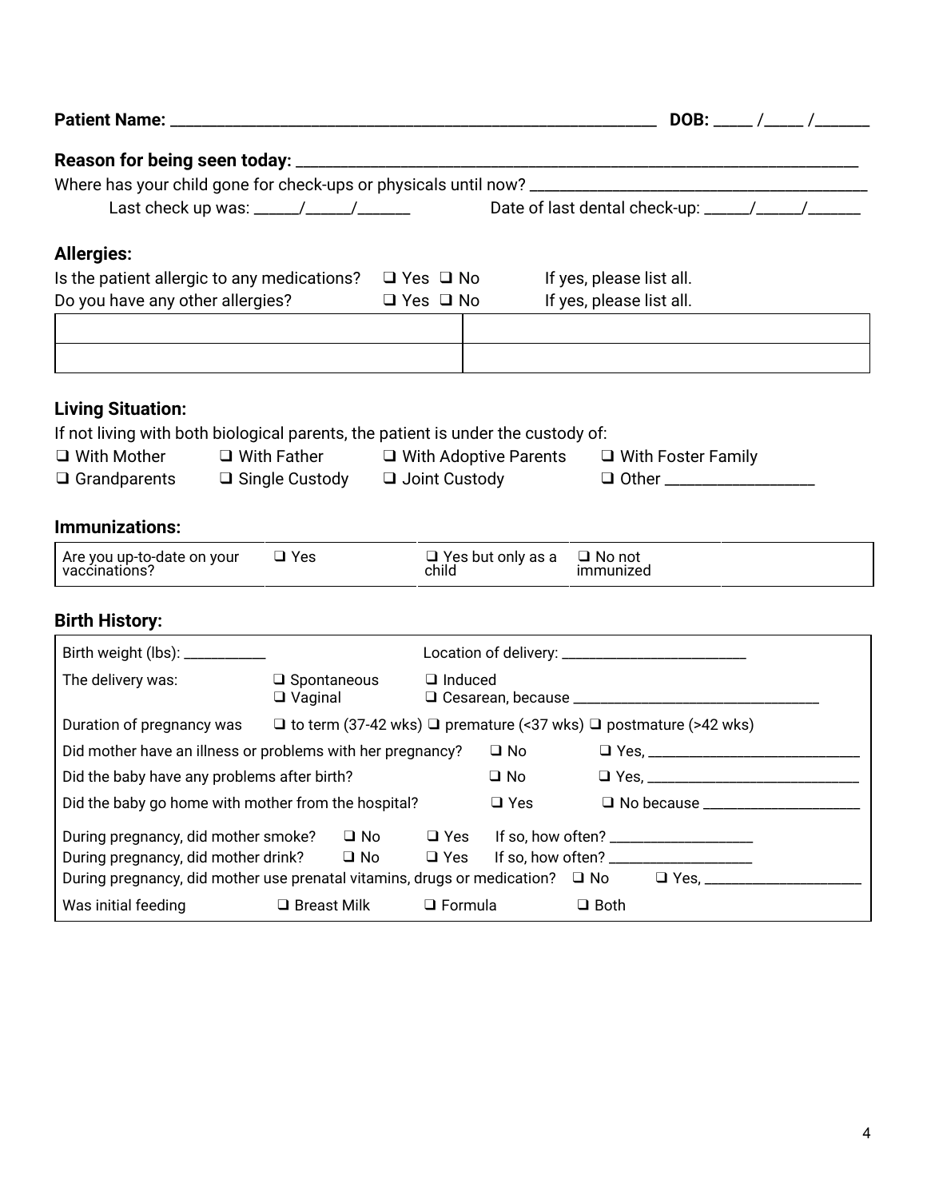**Patient Name:** ____________________________________________________________ **DOB:** _____ /_____ /_______

**Reason for being seen today:** ____________________________________________________________________

Where has your child gone for check-ups or physicals until now? ________________________________________

Last check up was: ______/______/_______ Date of last dental check-up: ______/______/_______

## Allergies:

Is the patient allergic to any medications? ❑ Yes ❑ No If yes, please list all.

Do you have any other allergies? ❑ Yes ❑ No If yes, please list all.

| | |
|---|---|
| | |
| | |

## Living Situation:

If not living with both biological parents, the patient is under the custody of:

❑ With Mother ❑ With Father ❑ With Adoptive Parents ❑ With Foster Family

❑ Grandparents ❑ Single Custody ❑ Joint Custody ❑ Other __________________

## Immunizations:

| Are you up-to-date on your vaccinations? | ❑ Yes | ❑ Yes but only as a child | ❑ No not immunized | |
|---|---|---|---|---|

## Birth History:

| | | | | |
|---|---|---|---|---|
| Birth weight (lbs): ___________ | | Location of delivery: _________________________ | | |
| The delivery was: | ❑ Spontaneous<br>❑ Vaginal | ❑ Induced<br>❑ Cesarean, because _________________________________ | | |
| Duration of pregnancy was | ❑ to term (37-42 wks) ❑ premature (<37 wks) ❑ postmature (>42 wks) | | | |
| Did mother have an illness or problems with her pregnancy? | | | ❑ No | ❑ Yes, ____________________________ |
| Did the baby have any problems after birth? | | | ❑ No | ❑ Yes, ____________________________ |
| Did the baby go home with mother from the hospital? | | | ❑ Yes | ❑ No because _____________________ |
| During pregnancy, did mother smoke? | ❑ No | ❑ Yes | If so, how often? ___________________ | |
| During pregnancy, did mother drink? | ❑ No | ❑ Yes | If so, how often? ___________________ | |
| During pregnancy, did mother use prenatal vitamins, drugs or medication? | | | ❑ No | ❑ Yes, _____________________ |
| Was initial feeding | ❑ Breast Milk | ❑ Formula | ❑ Both | |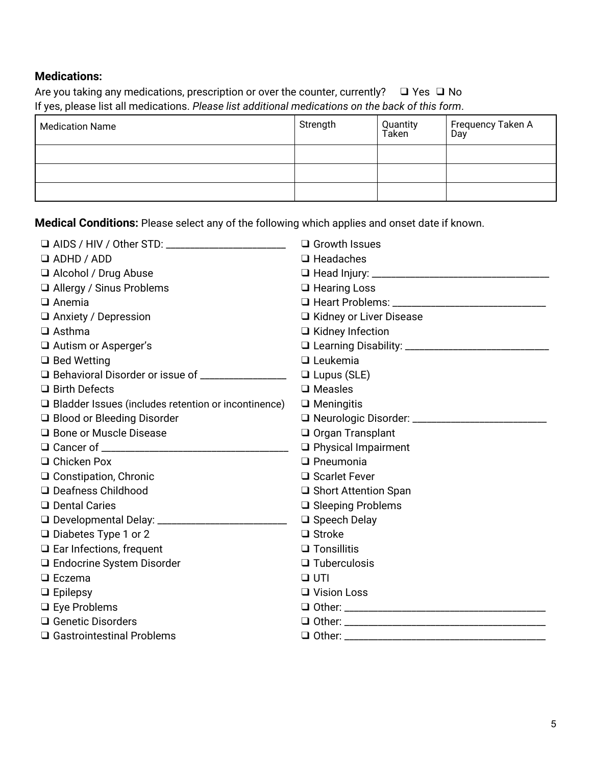**Medications:**

Are you taking any medications, prescription or over the counter, currently? ❑ Yes ❑ No

If yes, please list all medications. *Please list additional medications on the back of this form*.

| Medication Name | Strength | Quantity Taken | Frequency Taken A Day |
|---|---|---|---|
| | | | |
| | | | |
| | | | |

**Medical Conditions:** Please select any of the following which applies and onset date if known.

- ❑ AIDS / HIV / Other STD: ______________________
- ❑ ADHD / ADD
- ❑ Alcohol / Drug Abuse
- ❑ Allergy / Sinus Problems
- ❑ Anemia
- ❑ Anxiety / Depression
- ❑ Asthma
- ❑ Autism or Asperger's
- ❑ Bed Wetting
- ❑ Behavioral Disorder or issue of ________________
- ❑ Birth Defects
- ❑ Bladder Issues (includes retention or incontinence)
- ❑ Blood or Bleeding Disorder
- ❑ Bone or Muscle Disease
- ❑ Cancer of __________________________________
- ❑ Chicken Pox
- ❑ Constipation, Chronic
- ❑ Deafness Childhood
- ❑ Dental Caries
- ❑ Developmental Delay: ________________________
- ❑ Diabetes Type 1 or 2
- ❑ Ear Infections, frequent
- ❑ Endocrine System Disorder
- ❑ Eczema
- ❑ Epilepsy
- ❑ Eye Problems
- ❑ Genetic Disorders
- ❑ Gastrointestinal Problems
- ❑ Growth Issues
- ❑ Headaches
- ❑ Head Injury: ________________________________
- ❑ Hearing Loss
- ❑ Heart Problems: ____________________________
- ❑ Kidney or Liver Disease
- ❑ Kidney Infection
- ❑ Learning Disability: __________________________
- ❑ Leukemia
- ❑ Lupus (SLE)
- ❑ Measles
- ❑ Meningitis
- ❑ Neurologic Disorder: ________________________
- ❑ Organ Transplant
- ❑ Physical Impairment
- ❑ Pneumonia
- ❑ Scarlet Fever
- ❑ Short Attention Span
- ❑ Sleeping Problems
- ❑ Speech Delay
- ❑ Stroke
- ❑ Tonsillitis
- ❑ Tuberculosis
- ❑ UTI
- ❑ Vision Loss
- ❑ Other: _____________________________________
- ❑ Other: _____________________________________
- ❑ Other: _____________________________________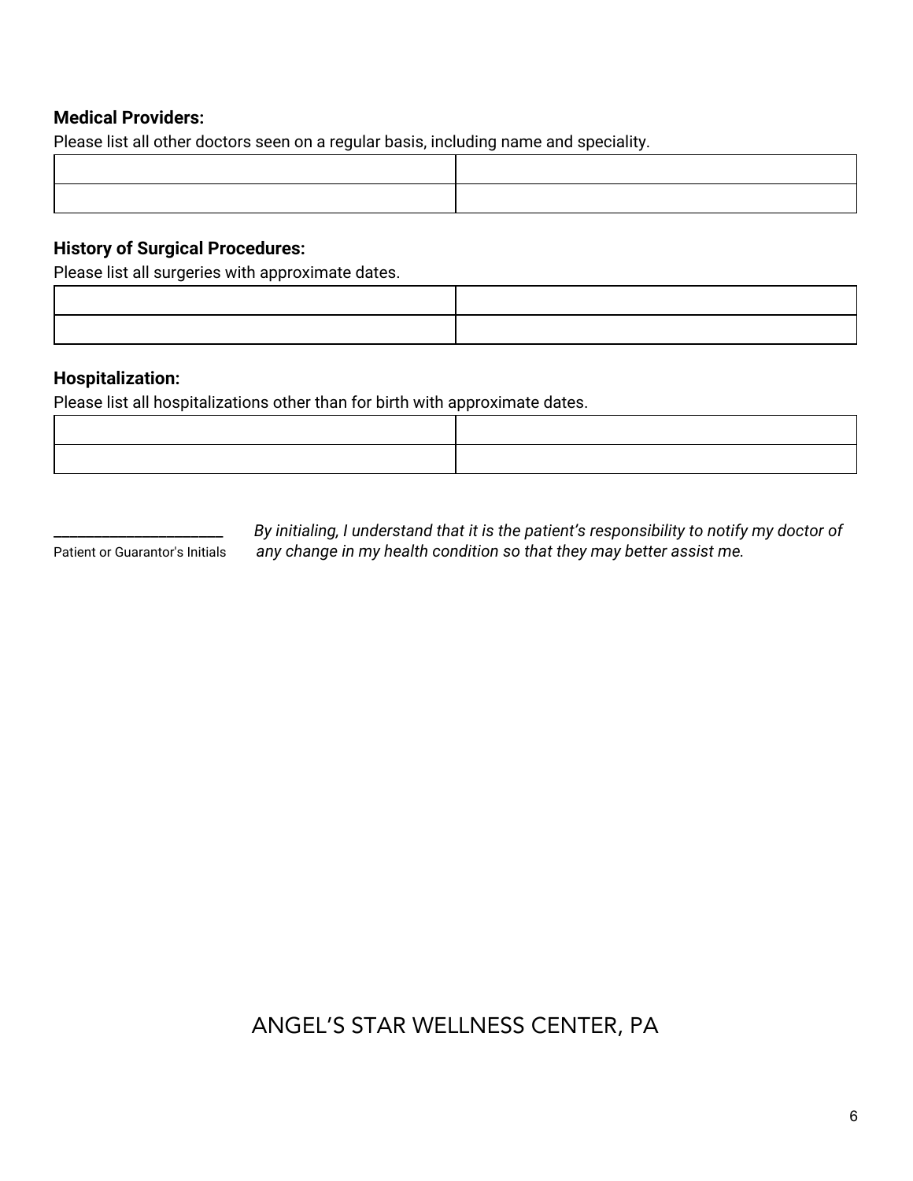**Medical Providers:**

Please list all other doctors seen on a regular basis, including name and speciality.

| | |
|---|---|
| | |
| | |

**History of Surgical Procedures:**

Please list all surgeries with approximate dates.

| | |
|---|---|
| | |
| | |

**Hospitalization:**

Please list all hospitalizations other than for birth with approximate dates.

| | |
|---|---|
| | |
| | |

______________________
Patient or Guarantor's Initials

*By initialing, I understand that it is the patient's responsibility to notify my doctor of any change in my health condition so that they may better assist me.*

ANGEL'S STAR WELLNESS CENTER, PA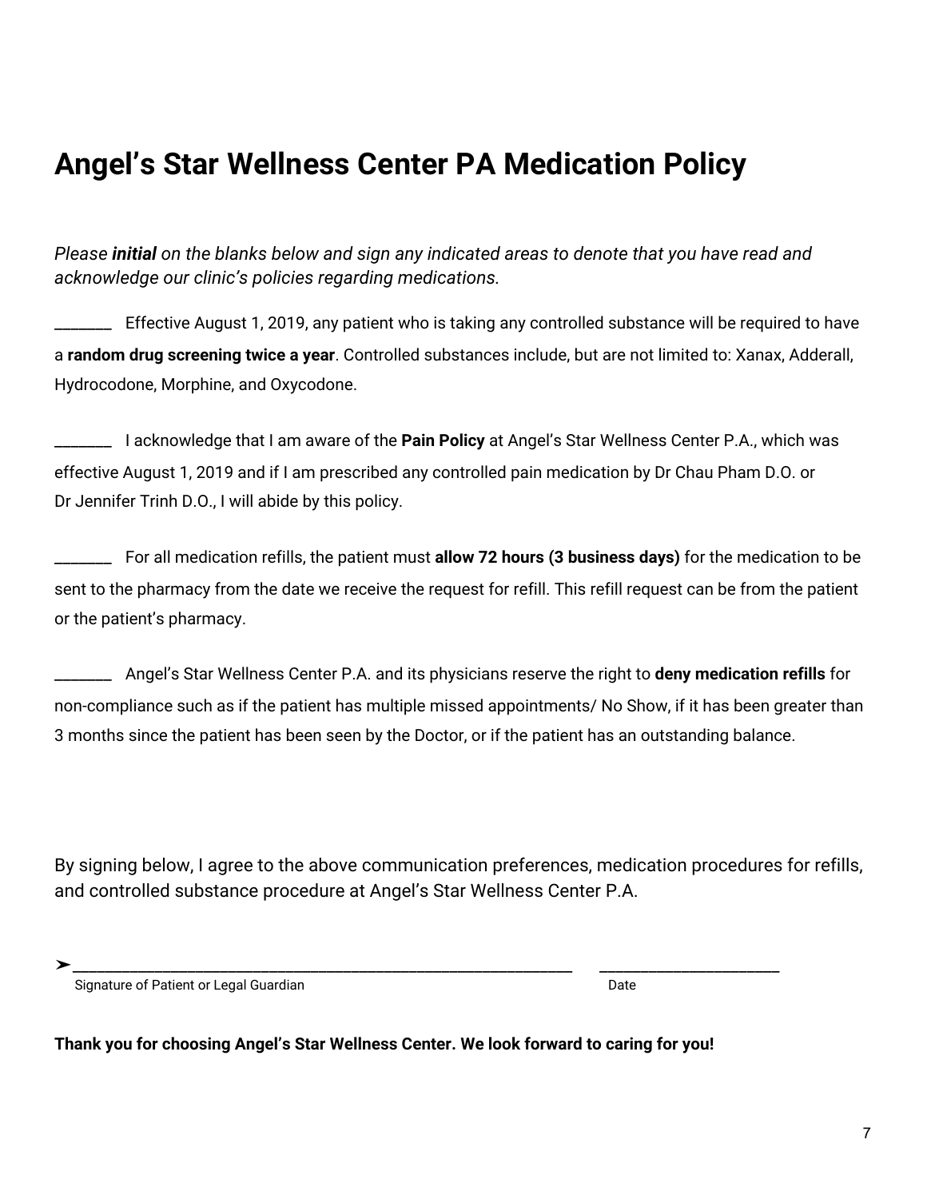# Angel's Star Wellness Center PA Medication Policy

*Please **initial** on the blanks below and sign any indicated areas to denote that you have read and acknowledge our clinic's policies regarding medications.*

_______ Effective August 1, 2019, any patient who is taking any controlled substance will be required to have a **random drug screening twice a year**. Controlled substances include, but are not limited to: Xanax, Adderall, Hydrocodone, Morphine, and Oxycodone.

_______ I acknowledge that I am aware of the **Pain Policy** at Angel's Star Wellness Center P.A., which was effective August 1, 2019 and if I am prescribed any controlled pain medication by Dr Chau Pham D.O. or Dr Jennifer Trinh D.O., I will abide by this policy.

_______ For all medication refills, the patient must **allow 72 hours (3 business days)** for the medication to be sent to the pharmacy from the date we receive the request for refill. This refill request can be from the patient or the patient's pharmacy.

_______ Angel's Star Wellness Center P.A. and its physicians reserve the right to **deny medication refills** for non-compliance such as if the patient has multiple missed appointments/ No Show, if it has been greater than 3 months since the patient has been seen by the Doctor, or if the patient has an outstanding balance.

By signing below, I agree to the above communication preferences, medication procedures for refills, and controlled substance procedure at Angel's Star Wellness Center P.A.

➤ ______________________________________________ ____________________

Signature of Patient or Legal Guardian — Date

**Thank you for choosing Angel's Star Wellness Center. We look forward to caring for you!**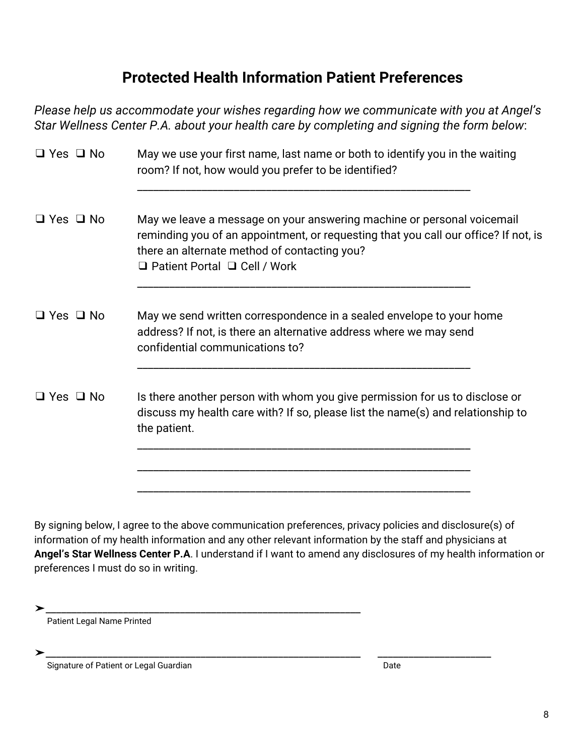# Protected Health Information Patient Preferences

*Please help us accommodate your wishes regarding how we communicate with you at Angel's Star Wellness Center P.A. about your health care by completing and signing the form below*:

❑ Yes ❑ No   May we use your first name, last name or both to identify you in the waiting room? If not, how would you prefer to be identified?

_______________________________________________________

❑ Yes ❑ No   May we leave a message on your answering machine or personal voicemail reminding you of an appointment, or requesting that you call our office? If not, is there an alternate method of contacting you?
❑ Patient Portal ❑ Cell / Work

_______________________________________________________

❑ Yes ❑ No   May we send written correspondence in a sealed envelope to your home address? If not, is there an alternative address where we may send confidential communications to?

_______________________________________________________

❑ Yes ❑ No   Is there another person with whom you give permission for us to disclose or discuss my health care with? If so, please list the name(s) and relationship to the patient.

_______________________________________________________

_______________________________________________________

_______________________________________________________

By signing below, I agree to the above communication preferences, privacy policies and disclosure(s) of information of my health information and any other relevant information by the staff and physicians at **Angel's Star Wellness Center P.A**. I understand if I want to amend any disclosures of my health information or preferences I must do so in writing.

➢ _______________________________________________________
Patient Legal Name Printed

➢ _______________________________________________________   ____________________
Signature of Patient or Legal Guardian   Date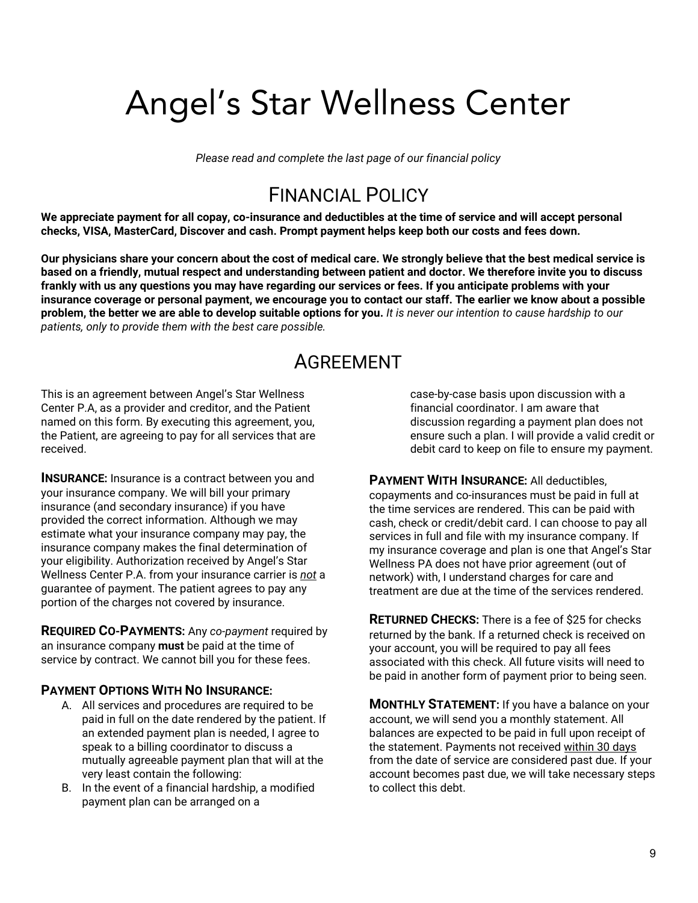# Angel's Star Wellness Center

*Please read and complete the last page of our financial policy*

## Financial Policy

**We appreciate payment for all copay, co-insurance and deductibles at the time of service and will accept personal checks, VISA, MasterCard, Discover and cash. Prompt payment helps keep both our costs and fees down.**

**Our physicians share your concern about the cost of medical care. We strongly believe that the best medical service is based on a friendly, mutual respect and understanding between patient and doctor. We therefore invite you to discuss frankly with us any questions you may have regarding our services or fees. If you anticipate problems with your insurance coverage or personal payment, we encourage you to contact our staff. The earlier we know about a possible problem, the better we are able to develop suitable options for you.** *It is never our intention to cause hardship to our patients, only to provide them with the best care possible.*

## Agreement

This is an agreement between Angel's Star Wellness Center P.A, as a provider and creditor, and the Patient named on this form. By executing this agreement, you, the Patient, are agreeing to pay for all services that are received.

**Insurance:** Insurance is a contract between you and your insurance company. We will bill your primary insurance (and secondary insurance) if you have provided the correct information. Although we may estimate what your insurance company may pay, the insurance company makes the final determination of your eligibility. Authorization received by Angel's Star Wellness Center P.A. from your insurance carrier is *not* a guarantee of payment. The patient agrees to pay any portion of the charges not covered by insurance.

**Required Co-Payments:** Any *co-payment* required by an insurance company **must** be paid at the time of service by contract. We cannot bill you for these fees.

**Payment Options With No Insurance:**

A. All services and procedures are required to be paid in full on the date rendered by the patient. If an extended payment plan is needed, I agree to speak to a billing coordinator to discuss a mutually agreeable payment plan that will at the very least contain the following:

B. In the event of a financial hardship, a modified payment plan can be arranged on a case-by-case basis upon discussion with a financial coordinator. I am aware that discussion regarding a payment plan does not ensure such a plan. I will provide a valid credit or debit card to keep on file to ensure my payment.

**Payment With Insurance:** All deductibles, copayments and co-insurances must be paid in full at the time services are rendered. This can be paid with cash, check or credit/debit card. I can choose to pay all services in full and file with my insurance company. If my insurance coverage and plan is one that Angel's Star Wellness PA does not have prior agreement (out of network) with, I understand charges for care and treatment are due at the time of the services rendered.

**Returned Checks:** There is a fee of $25 for checks returned by the bank. If a returned check is received on your account, you will be required to pay all fees associated with this check. All future visits will need to be paid in another form of payment prior to being seen.

**Monthly Statement:** If you have a balance on your account, we will send you a monthly statement. All balances are expected to be paid in full upon receipt of the statement. Payments not received within 30 days from the date of service are considered past due. If your account becomes past due, we will take necessary steps to collect this debt.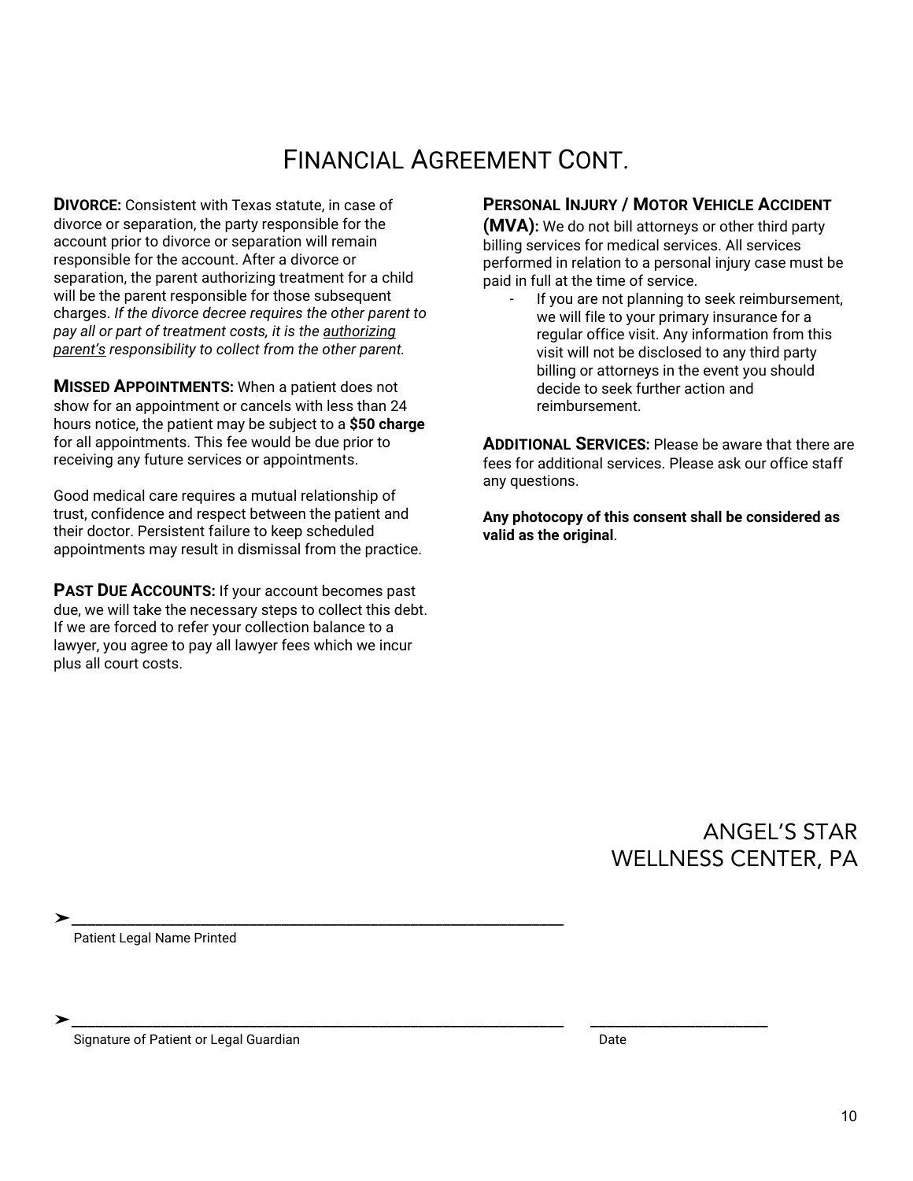# Financial Agreement Cont.

**Divorce:** Consistent with Texas statute, in case of divorce or separation, the party responsible for the account prior to divorce or separation will remain responsible for the account. After a divorce or separation, the parent authorizing treatment for a child will be the parent responsible for those subsequent charges. *If the divorce decree requires the other parent to pay all or part of treatment costs, it is the <u>authorizing parent's</u> responsibility to collect from the other parent.*

**Missed Appointments:** When a patient does not show for an appointment or cancels with less than 24 hours notice, the patient may be subject to a **$50 charge** for all appointments. This fee would be due prior to receiving any future services or appointments.

Good medical care requires a mutual relationship of trust, confidence and respect between the patient and their doctor. Persistent failure to keep scheduled appointments may result in dismissal from the practice.

**Past Due Accounts:** If your account becomes past due, we will take the necessary steps to collect this debt. If we are forced to refer your collection balance to a lawyer, you agree to pay all lawyer fees which we incur plus all court costs.

**Personal Injury / Motor Vehicle Accident (MVA):** We do not bill attorneys or other third party billing services for medical services. All services performed in relation to a personal injury case must be paid in full at the time of service.

- If you are not planning to seek reimbursement, we will file to your primary insurance for a regular office visit. Any information from this visit will not be disclosed to any third party billing or attorneys in the event you should decide to seek further action and reimbursement.

**Additional Services:** Please be aware that there are fees for additional services. Please ask our office staff any questions.

**Any photocopy of this consent shall be considered as valid as the original**.

ANGEL'S STAR
WELLNESS CENTER, PA

➢ ______________________________________________
Patient Legal Name Printed

➢ ______________________________________________ ____________________
Signature of Patient or Legal Guardian Date